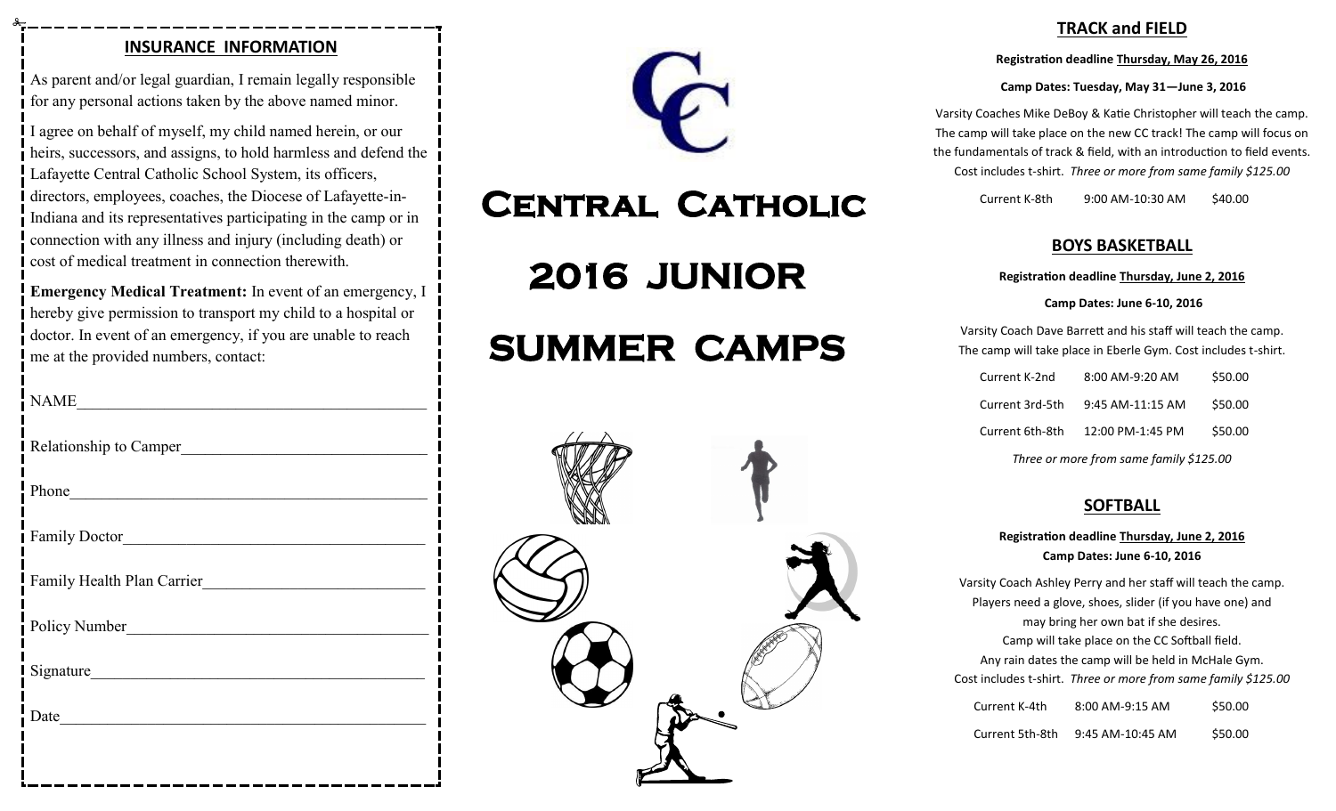## INSURANCE INFORMATION

As parent and/or legal guardian, I remain legally responsible for any personal actions taken by the above named minor.

I agree on behalf of myself, my child named herein, or our heirs, successors, and assigns, to hold harmless and defend the Lafayette Central Catholic School System, its officers, directors, employees, coaches, the Diocese of Lafayette-in-Indiana and its representatives participating in the camp or in connection with any illness and injury (including death) or cost of medical treatment in connection therewith.

**Emergency Medical Treatment:** In event of an emergency, I hereby give permission to transport my child to a hospital or doctor. In event of an emergency, if you are unable to reach me at the provided numbers, contact:

NAME___________________________________________

Relationship to Camper______________________________

Phone___________________________________________

Family Doctor_____________________________________

Family Health Plan Carrier___________________________

Policy Number_____________________________________

Signature_________________________________________

Date____________________________________________

# Central Catholic 2016 Junior Summer Camps

## TRACK and FIELD

**Registration deadline Thursday, May 26, 2016**

**Camp Dates: Tuesday, May 31—June 3, 2016**

Varsity Coaches Mike DeBoy & Katie Christopher will teach the camp. The camp will take place on the new CC track! The camp will focus on the fundamentals of track & field, with an introduction to field events. Cost includes t-shirt. *Three or more from same family $125.00*

| Current K-8th | 9:00 AM-10:30 AM | $40.00 |
|---|---|---|

## BOYS BASKETBALL

**Registration deadline Thursday, June 2, 2016**

**Camp Dates: June 6-10, 2016**

Varsity Coach Dave Barrett and his staff will teach the camp. The camp will take place in Eberle Gym. Cost includes t-shirt.

| Current K-2nd | 8:00 AM-9:20 AM | $50.00 |
|---|---|---|
| Current 3rd-5th | 9:45 AM-11:15 AM | $50.00 |
| Current 6th-8th | 12:00 PM-1:45 PM | $50.00 |

*Three or more from same family $125.00*

## SOFTBALL

**Registration deadline Thursday, June 2, 2016**

**Camp Dates: June 6-10, 2016**

Varsity Coach Ashley Perry and her staff will teach the camp. Players need a glove, shoes, slider (if you have one) and may bring her own bat if she desires. Camp will take place on the CC Softball field. Any rain dates the camp will be held in McHale Gym. Cost includes t-shirt. *Three or more from same family $125.00*

| Current K-4th | 8:00 AM-9:15 AM | $50.00 |
|---|---|---|
| Current 5th-8th | 9:45 AM-10:45 AM | $50.00 |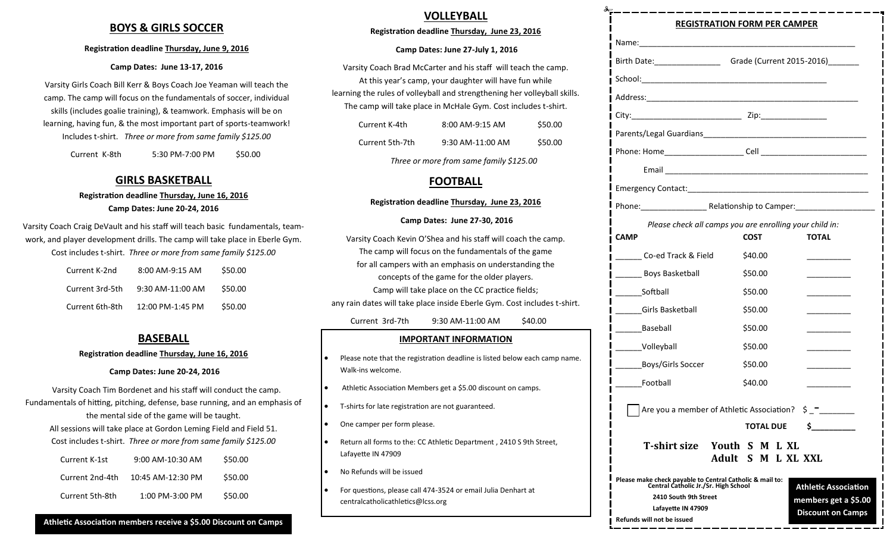## BOYS & GIRLS SOCCER

**Registration deadline Thursday, June 9, 2016**

**Camp Dates: June 13-17, 2016**

Varsity Girls Coach Bill Kerr & Boys Coach Joe Yeaman will teach the camp. The camp will focus on the fundamentals of soccer, individual skills (includes goalie training), & teamwork. Emphasis will be on learning, having fun, & the most important part of sports-teamwork! Includes t-shirt. *Three or more from same family $125.00*

| | | |
|---|---|---|
| Current K-8th | 5:30 PM-7:00 PM | $50.00 |

## GIRLS BASKETBALL

**Registration deadline Thursday, June 16, 2016**

**Camp Dates: June 20-24, 2016**

Varsity Coach Craig DeVault and his staff will teach basic fundamentals, team-work, and player development drills. The camp will take place in Eberle Gym. Cost includes t-shirt. *Three or more from same family $125.00*

| | | |
|---|---|---|
| Current K-2nd | 8:00 AM-9:15 AM | $50.00 |
| Current 3rd-5th | 9:30 AM-11:00 AM | $50.00 |
| Current 6th-8th | 12:00 PM-1:45 PM | $50.00 |

## BASEBALL

**Registration deadline Thursday, June 16, 2016**

**Camp Dates: June 20-24, 2016**

Varsity Coach Tim Bordenet and his staff will conduct the camp. Fundamentals of hitting, pitching, defense, base running, and an emphasis of the mental side of the game will be taught. All sessions will take place at Gordon Leming Field and Field 51. Cost includes t-shirt. *Three or more from same family $125.00*

| | | |
|---|---|---|
| Current K-1st | 9:00 AM-10:30 AM | $50.00 |
| Current 2nd-4th | 10:45 AM-12:30 PM | $50.00 |
| Current 5th-8th | 1:00 PM-3:00 PM | $50.00 |

**Athletic Association members receive a $5.00 Discount on Camps**

## VOLLEYBALL

**Registration deadline Thursday, June 23, 2016**

**Camp Dates: June 27-July 1, 2016**

Varsity Coach Brad McCarter and his staff will teach the camp. At this year's camp, your daughter will have fun while learning the rules of volleyball and strengthening her volleyball skills. The camp will take place in McHale Gym. Cost includes t-shirt.

| | | |
|---|---|---|
| Current K-4th | 8:00 AM-9:15 AM | $50.00 |
| Current 5th-7th | 9:30 AM-11:00 AM | $50.00 |

*Three or more from same family $125.00*

## FOOTBALL

**Registration deadline Thursday, June 23, 2016**

**Camp Dates: June 27-30, 2016**

Varsity Coach Kevin O'Shea and his staff will coach the camp. The camp will focus on the fundamentals of the game for all campers with an emphasis on understanding the concepts of the game for the older players. Camp will take place on the CC practice fields; any rain dates will take place inside Eberle Gym. Cost includes t-shirt.

| | | |
|---|---|---|
| Current 3rd-7th | 9:30 AM-11:00 AM | $40.00 |

### IMPORTANT INFORMATION

- Please note that the registration deadline is listed below each camp name. Walk-ins welcome.
- Athletic Association Members get a $5.00 discount on camps.
- T-shirts for late registration are not guaranteed.
- One camper per form please.
- Return all forms to the: CC Athletic Department , 2410 S 9th Street, Lafayette IN 47909
- No Refunds will be issued
- For questions, please call 474-3524 or email Julia Denhart at centralcatholicathletics@lcss.org

## REGISTRATION FORM PER CAMPER

Name:___________________________________________

Birth Date:_______________ Grade (Current 2015-2016)_______

School:_________________________________________

Address:________________________________________

City:_________________________ Zip:_______________

Parents/Legal Guardians_________________________________

Phone: Home__________________ Cell _________________________

Email ______________________________________________

Emergency Contact:__________________________________________

Phone:_______________ Relationship to Camper:__________________

*Please check all camps you are enrolling your child in:*

| CAMP | COST | TOTAL |
|---|---|---|
| ______ Co-ed Track & Field | $40.00 | __________ |
| ______ Boys Basketball | $50.00 | __________ |
| ______ Softball | $50.00 | __________ |
| ______ Girls Basketball | $50.00 | __________ |
| ______ Baseball | $50.00 | __________ |
| ______ Volleyball | $50.00 | __________ |
| ______ Boys/Girls Soccer | $50.00 | __________ |
| ______ Football | $40.00 | __________ |

☐ Are you a member of Athletic Association? $ _-________

**TOTAL DUE $__________**

**T-shirt size Youth S M L XL**
**Adult S M L XL XXL**

**Please make check payable to Central Catholic & mail to: Central Catholic Jr./Sr. High School**
**2410 South 9th Street**
**Lafayette IN 47909**
**Refunds will not be issued**

**Athletic Association members get a $5.00 Discount on Camps**